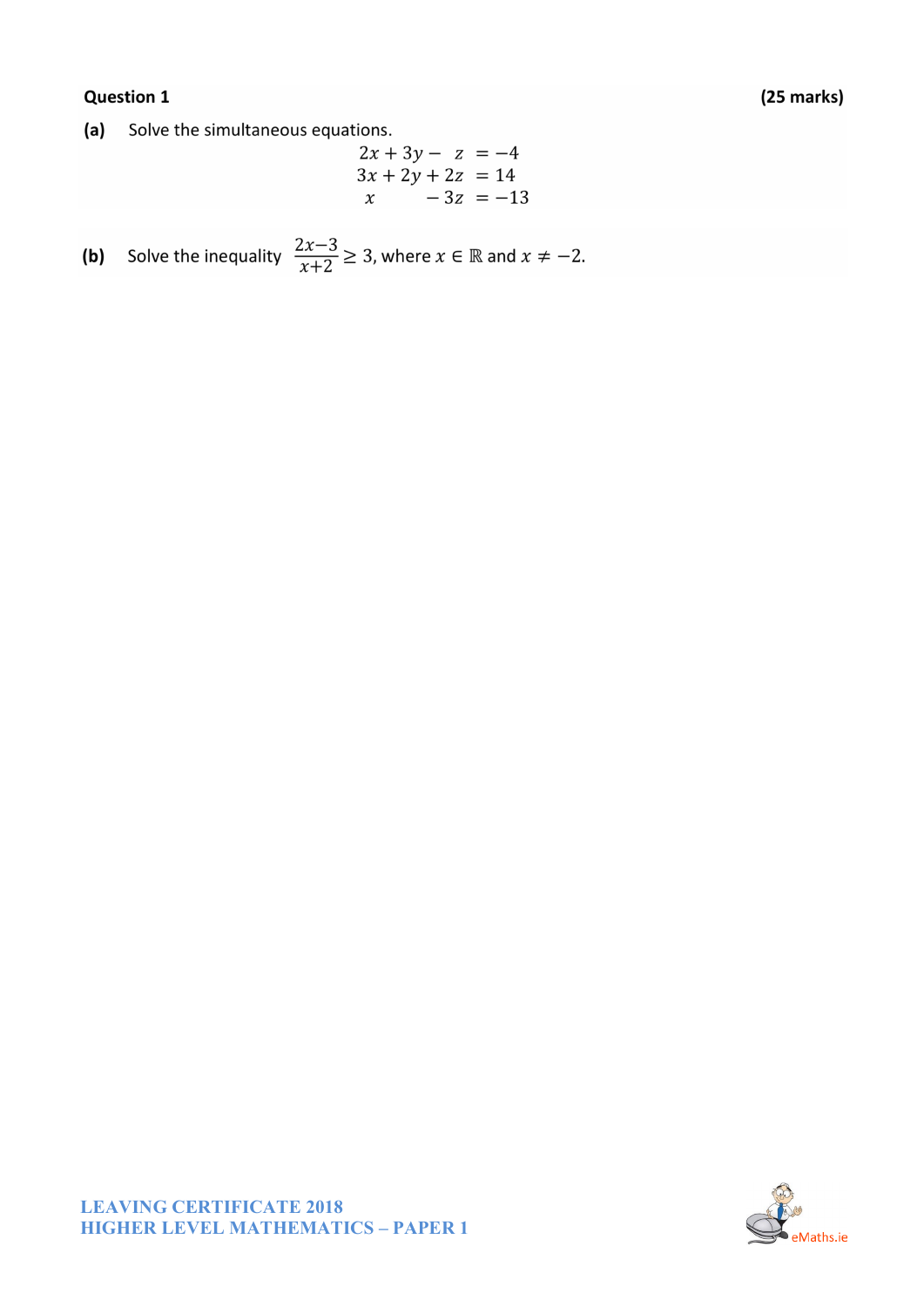**Question 1** **(25 marks)**

**(a)** Solve the simultaneous equations.

$$
\begin{aligned}
2x + 3y - \phantom{2}z &= -4 \\
3x + 2y + 2z &= 14 \\
x \phantom{+ 2y} - 3z &= -13
\end{aligned}
$$

**(b)** Solve the inequality $\frac{2x-3}{x+2} \geq 3$, where $x \in \mathbb{R}$ and $x \neq -2$.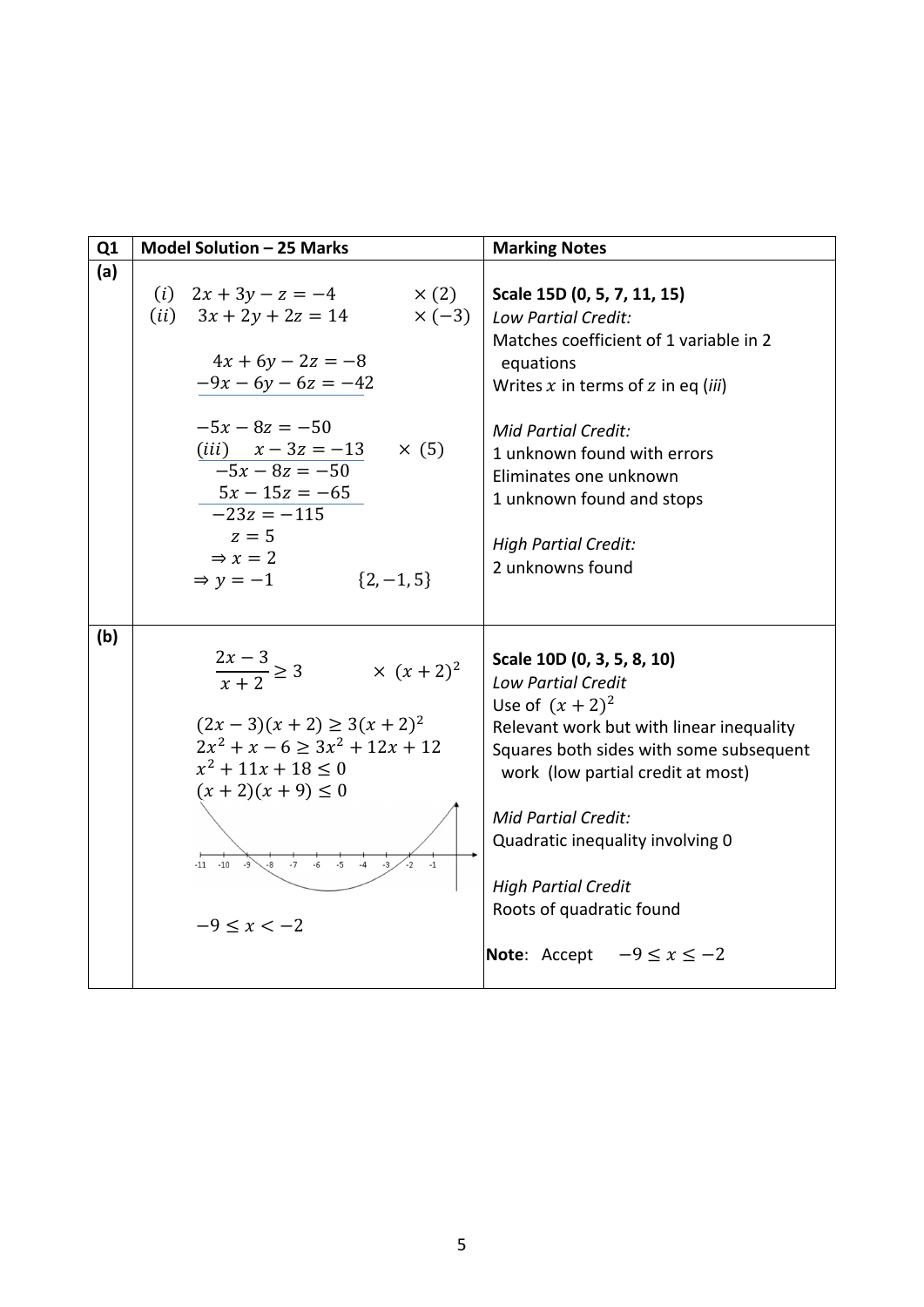| Q1 | Model Solution – 25 Marks | Marking Notes |
|---|---|---|
| **(a)** | $(i) \quad 2x + 3y - z = -4 \qquad \times (2)$ <br> $(ii) \quad 3x + 2y + 2z = 14 \qquad \times (-3)$ <br><br> $4x + 6y - 2z = -8$ <br> $-9x - 6y - 6z = -42$ <br><br> $-5x - 8z = -50$ <br> $(iii) \quad x - 3z = -13 \qquad \times (5)$ <br> $-5x - 8z = -50$ <br> $5x - 15z = -65$ <br> $-23z = -115$ <br> $z = 5$ <br> $\Rightarrow x = 2$ <br> $\Rightarrow y = -1 \qquad \{2, -1, 5\}$ | **Scale 15D (0, 5, 7, 11, 15)** <br> *Low Partial Credit:* <br> Matches coefficient of 1 variable in 2 equations <br> Writes $x$ in terms of $z$ in eq (*iii*) <br><br> *Mid Partial Credit:* <br> 1 unknown found with errors <br> Eliminates one unknown <br> 1 unknown found and stops <br><br> *High Partial Credit:* <br> 2 unknowns found |
| **(b)** | $\frac{2x - 3}{x + 2} \geq 3 \qquad \times \ (x + 2)^2$ <br><br> $(2x - 3)(x + 2) \geq 3(x + 2)^2$ <br> $2x^2 + x - 6 \geq 3x^2 + 12x + 12$ <br> $x^2 + 11x + 18 \leq 0$ <br> $(x + 2)(x + 9) \leq 0$ <br><br> -11 -10 -9 -8 -7 -6 -5 -4 -3 -2 -1 <br><br> $-9 \leq x < -2$ | **Scale 10D (0, 3, 5, 8, 10)** <br> *Low Partial Credit* <br> Use of $(x + 2)^2$ <br> Relevant work but with linear inequality <br> Squares both sides with some subsequent work (low partial credit at most) <br><br> *Mid Partial Credit:* <br> Quadratic inequality involving 0 <br><br> *High Partial Credit* <br> Roots of quadratic found <br><br> **Note**: Accept $-9 \leq x \leq -2$ |